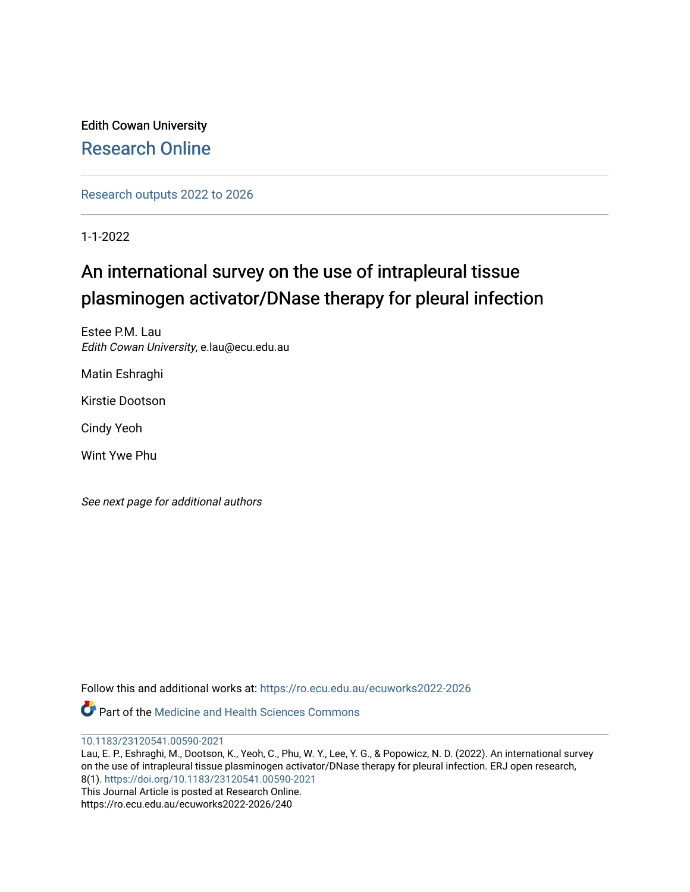Edith Cowan University

## Research Online

Research outputs 2022 to 2026

1-1-2022

# An international survey on the use of intrapleural tissue plasminogen activator/DNase therapy for pleural infection

Estee P.M. Lau
*Edith Cowan University*, e.lau@ecu.edu.au

Matin Eshraghi

Kirstie Dootson

Cindy Yeoh

Wint Ywe Phu

*See next page for additional authors*

Follow this and additional works at: https://ro.ecu.edu.au/ecuworks2022-2026

Part of the Medicine and Health Sciences Commons

10.1183/23120541.00590-2021
Lau, E. P., Eshraghi, M., Dootson, K., Yeoh, C., Phu, W. Y., Lee, Y. G., & Popowicz, N. D. (2022). An international survey on the use of intrapleural tissue plasminogen activator/DNase therapy for pleural infection. ERJ open research, 8(1). https://doi.org/10.1183/23120541.00590-2021
This Journal Article is posted at Research Online.
https://ro.ecu.edu.au/ecuworks2022-2026/240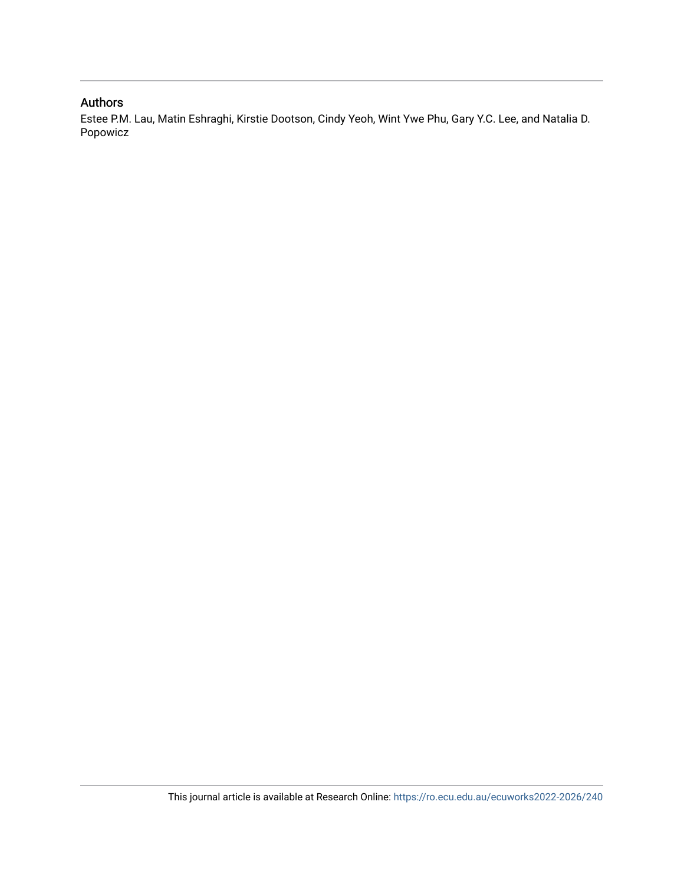## Authors

Estee P.M. Lau, Matin Eshraghi, Kirstie Dootson, Cindy Yeoh, Wint Ywe Phu, Gary Y.C. Lee, and Natalia D. Popowicz

This journal article is available at Research Online: https://ro.ecu.edu.au/ecuworks2022-2026/240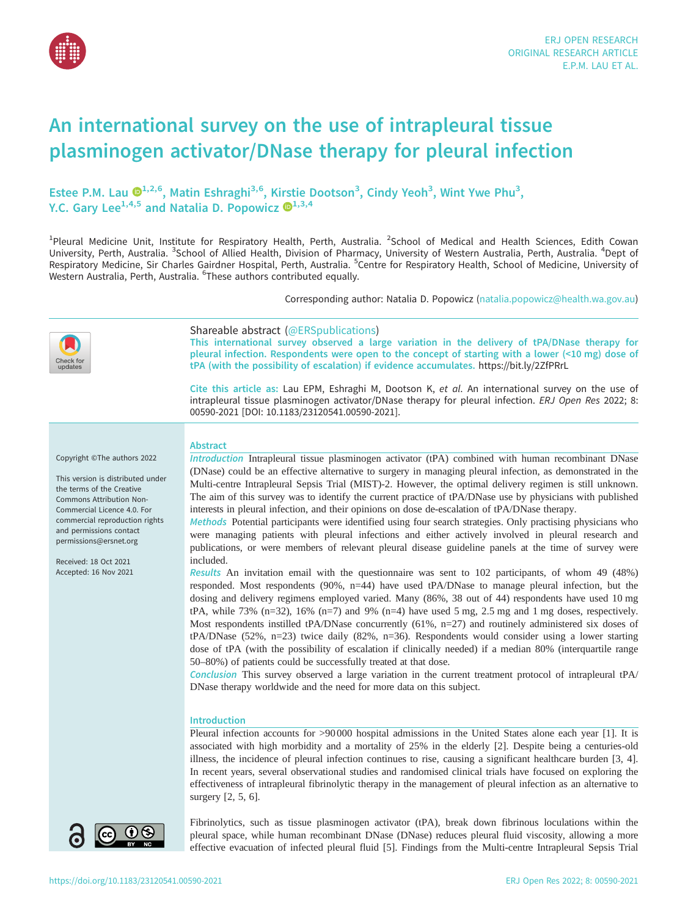# An international survey on the use of intrapleural tissue plasminogen activator/DNase therapy for pleural infection

**Estee P.M. Lau** [1,2,6], **Matin Eshraghi** [3,6], **Kirstie Dootson** [3], **Cindy Yeoh** [3], **Wint Ywe Phu** [3], **Y.C. Gary Lee** [1,4,5] and **Natalia D. Popowicz** [1,3,4]

[1]Pleural Medicine Unit, Institute for Respiratory Health, Perth, Australia. [2]School of Medical and Health Sciences, Edith Cowan University, Perth, Australia. [3]School of Allied Health, Division of Pharmacy, University of Western Australia, Perth, Australia. [4]Dept of Respiratory Medicine, Sir Charles Gairdner Hospital, Perth, Australia. [5]Centre for Respiratory Health, School of Medicine, University of Western Australia, Perth, Australia. [6]These authors contributed equally.

Corresponding author: Natalia D. Popowicz (natalia.popowicz@health.wa.gov.au)

Shareable abstract (@ERSpublications)
This international survey observed a large variation in the delivery of tPA/DNase therapy for pleural infection. Respondents were open to the concept of starting with a lower (<10 mg) dose of tPA (with the possibility of escalation) if evidence accumulates. https://bit.ly/2ZfPRrL

Cite this article as: Lau EPM, Eshraghi M, Dootson K, *et al*. An international survey on the use of intrapleural tissue plasminogen activator/DNase therapy for pleural infection. *ERJ Open Res* 2022; 8: 00590-2021 [DOI: 10.1183/23120541.00590-2021].

Copyright ©The authors 2022

This version is distributed under the terms of the Creative Commons Attribution Non-Commercial Licence 4.0. For commercial reproduction rights and permissions contact permissions@ersnet.org

Received: 18 Oct 2021
Accepted: 16 Nov 2021

## Abstract

*Introduction* Intrapleural tissue plasminogen activator (tPA) combined with human recombinant DNase (DNase) could be an effective alternative to surgery in managing pleural infection, as demonstrated in the Multi-centre Intrapleural Sepsis Trial (MIST)-2. However, the optimal delivery regimen is still unknown. The aim of this survey was to identify the current practice of tPA/DNase use by physicians with published interests in pleural infection, and their opinions on dose de-escalation of tPA/DNase therapy.

*Methods* Potential participants were identified using four search strategies. Only practising physicians who were managing patients with pleural infections and either actively involved in pleural research and publications, or were members of relevant pleural disease guideline panels at the time of survey were included.

*Results* An invitation email with the questionnaire was sent to 102 participants, of whom 49 (48%) responded. Most respondents (90%, n=44) have used tPA/DNase to manage pleural infection, but the dosing and delivery regimens employed varied. Many (86%, 38 out of 44) respondents have used 10 mg tPA, while 73% (n=32), 16% (n=7) and 9% (n=4) have used 5 mg, 2.5 mg and 1 mg doses, respectively. Most respondents instilled tPA/DNase concurrently (61%, n=27) and routinely administered six doses of tPA/DNase (52%, n=23) twice daily (82%, n=36). Respondents would consider using a lower starting dose of tPA (with the possibility of escalation if clinically needed) if a median 80% (interquartile range 50–80%) of patients could be successfully treated at that dose.

*Conclusion* This survey observed a large variation in the current treatment protocol of intrapleural tPA/DNase therapy worldwide and the need for more data on this subject.

## Introduction

Pleural infection accounts for >90 000 hospital admissions in the United States alone each year [1]. It is associated with high morbidity and a mortality of 25% in the elderly [2]. Despite being a centuries-old illness, the incidence of pleural infection continues to rise, causing a significant healthcare burden [3, 4]. In recent years, several observational studies and randomised clinical trials have focused on exploring the effectiveness of intrapleural fibrinolytic therapy in the management of pleural infection as an alternative to surgery [2, 5, 6].

Fibrinolytics, such as tissue plasminogen activator (tPA), break down fibrinous loculations within the pleural space, while human recombinant DNase (DNase) reduces pleural fluid viscosity, allowing a more effective evacuation of infected pleural fluid [5]. Findings from the Multi-centre Intrapleural Sepsis Trial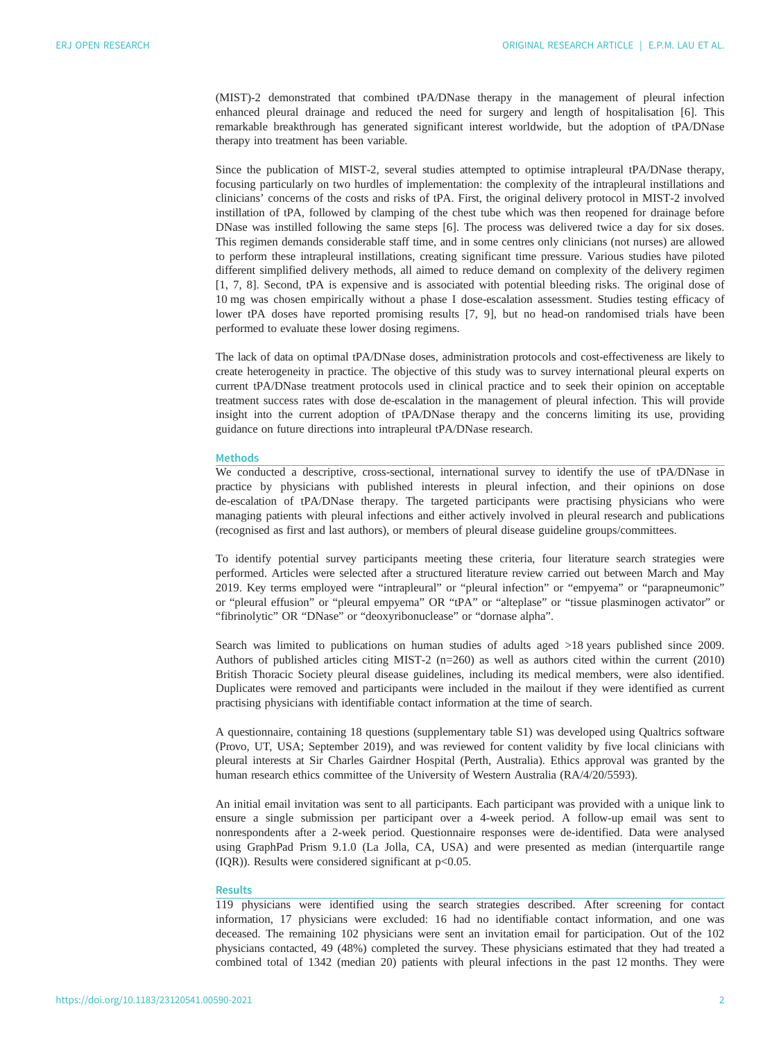(MIST)-2 demonstrated that combined tPA/DNase therapy in the management of pleural infection enhanced pleural drainage and reduced the need for surgery and length of hospitalisation [6]. This remarkable breakthrough has generated significant interest worldwide, but the adoption of tPA/DNase therapy into treatment has been variable.

Since the publication of MIST-2, several studies attempted to optimise intrapleural tPA/DNase therapy, focusing particularly on two hurdles of implementation: the complexity of the intrapleural instillations and clinicians' concerns of the costs and risks of tPA. First, the original delivery protocol in MIST-2 involved instillation of tPA, followed by clamping of the chest tube which was then reopened for drainage before DNase was instilled following the same steps [6]. The process was delivered twice a day for six doses. This regimen demands considerable staff time, and in some centres only clinicians (not nurses) are allowed to perform these intrapleural instillations, creating significant time pressure. Various studies have piloted different simplified delivery methods, all aimed to reduce demand on complexity of the delivery regimen [1, 7, 8]. Second, tPA is expensive and is associated with potential bleeding risks. The original dose of 10 mg was chosen empirically without a phase I dose-escalation assessment. Studies testing efficacy of lower tPA doses have reported promising results [7, 9], but no head-on randomised trials have been performed to evaluate these lower dosing regimens.

The lack of data on optimal tPA/DNase doses, administration protocols and cost-effectiveness are likely to create heterogeneity in practice. The objective of this study was to survey international pleural experts on current tPA/DNase treatment protocols used in clinical practice and to seek their opinion on acceptable treatment success rates with dose de-escalation in the management of pleural infection. This will provide insight into the current adoption of tPA/DNase therapy and the concerns limiting its use, providing guidance on future directions into intrapleural tPA/DNase research.

## Methods

We conducted a descriptive, cross-sectional, international survey to identify the use of tPA/DNase in practice by physicians with published interests in pleural infection, and their opinions on dose de-escalation of tPA/DNase therapy. The targeted participants were practising physicians who were managing patients with pleural infections and either actively involved in pleural research and publications (recognised as first and last authors), or members of pleural disease guideline groups/committees.

To identify potential survey participants meeting these criteria, four literature search strategies were performed. Articles were selected after a structured literature review carried out between March and May 2019. Key terms employed were "intrapleural" or "pleural infection" or "empyema" or "parapneumonic" or "pleural effusion" or "pleural empyema" OR "tPA" or "alteplase" or "tissue plasminogen activator" or "fibrinolytic" OR "DNase" or "deoxyribonuclease" or "dornase alpha".

Search was limited to publications on human studies of adults aged >18 years published since 2009. Authors of published articles citing MIST-2 (n=260) as well as authors cited within the current (2010) British Thoracic Society pleural disease guidelines, including its medical members, were also identified. Duplicates were removed and participants were included in the mailout if they were identified as current practising physicians with identifiable contact information at the time of search.

A questionnaire, containing 18 questions (supplementary table S1) was developed using Qualtrics software (Provo, UT, USA; September 2019), and was reviewed for content validity by five local clinicians with pleural interests at Sir Charles Gairdner Hospital (Perth, Australia). Ethics approval was granted by the human research ethics committee of the University of Western Australia (RA/4/20/5593).

An initial email invitation was sent to all participants. Each participant was provided with a unique link to ensure a single submission per participant over a 4-week period. A follow-up email was sent to nonrespondents after a 2-week period. Questionnaire responses were de-identified. Data were analysed using GraphPad Prism 9.1.0 (La Jolla, CA, USA) and were presented as median (interquartile range (IQR)). Results were considered significant at $p<0.05$.

## Results

119 physicians were identified using the search strategies described. After screening for contact information, 17 physicians were excluded: 16 had no identifiable contact information, and one was deceased. The remaining 102 physicians were sent an invitation email for participation. Out of the 102 physicians contacted, 49 (48%) completed the survey. These physicians estimated that they had treated a combined total of 1342 (median 20) patients with pleural infections in the past 12 months. They were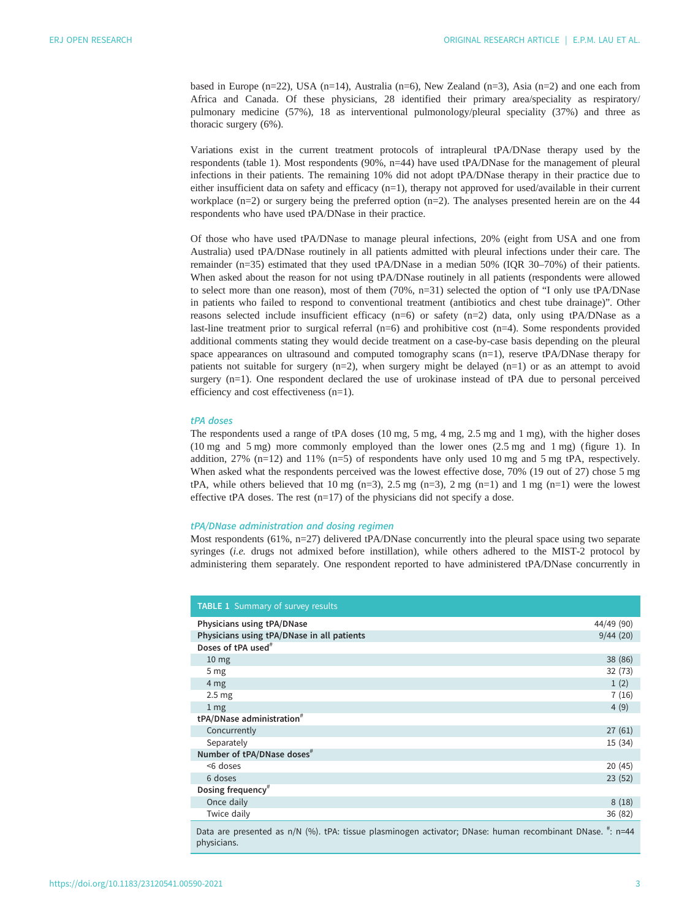based in Europe (n=22), USA (n=14), Australia (n=6), New Zealand (n=3), Asia (n=2) and one each from Africa and Canada. Of these physicians, 28 identified their primary area/speciality as respiratory/pulmonary medicine (57%), 18 as interventional pulmonology/pleural speciality (37%) and three as thoracic surgery (6%).

Variations exist in the current treatment protocols of intrapleural tPA/DNase therapy used by the respondents (table 1). Most respondents (90%, n=44) have used tPA/DNase for the management of pleural infections in their patients. The remaining 10% did not adopt tPA/DNase therapy in their practice due to either insufficient data on safety and efficacy (n=1), therapy not approved for used/available in their current workplace (n=2) or surgery being the preferred option (n=2). The analyses presented herein are on the 44 respondents who have used tPA/DNase in their practice.

Of those who have used tPA/DNase to manage pleural infections, 20% (eight from USA and one from Australia) used tPA/DNase routinely in all patients admitted with pleural infections under their care. The remainder (n=35) estimated that they used tPA/DNase in a median 50% (IQR 30–70%) of their patients. When asked about the reason for not using tPA/DNase routinely in all patients (respondents were allowed to select more than one reason), most of them (70%, n=31) selected the option of "I only use tPA/DNase in patients who failed to respond to conventional treatment (antibiotics and chest tube drainage)". Other reasons selected include insufficient efficacy (n=6) or safety (n=2) data, only using tPA/DNase as a last-line treatment prior to surgical referral (n=6) and prohibitive cost (n=4). Some respondents provided additional comments stating they would decide treatment on a case-by-case basis depending on the pleural space appearances on ultrasound and computed tomography scans (n=1), reserve tPA/DNase therapy for patients not suitable for surgery (n=2), when surgery might be delayed (n=1) or as an attempt to avoid surgery (n=1). One respondent declared the use of urokinase instead of tPA due to personal perceived efficiency and cost effectiveness (n=1).

### *tPA doses*

The respondents used a range of tPA doses (10 mg, 5 mg, 4 mg, 2.5 mg and 1 mg), with the higher doses (10 mg and 5 mg) more commonly employed than the lower ones (2.5 mg and 1 mg) (figure 1). In addition, 27% (n=12) and 11% (n=5) of respondents have only used 10 mg and 5 mg tPA, respectively. When asked what the respondents perceived was the lowest effective dose, 70% (19 out of 27) chose 5 mg tPA, while others believed that 10 mg (n=3), 2.5 mg (n=3), 2 mg (n=1) and 1 mg (n=1) were the lowest effective tPA doses. The rest (n=17) of the physicians did not specify a dose.

### *tPA/DNase administration and dosing regimen*

Most respondents (61%, n=27) delivered tPA/DNase concurrently into the pleural space using two separate syringes (*i.e.* drugs not admixed before instillation), while others adhered to the MIST-2 protocol by administering them separately. One respondent reported to have administered tPA/DNase concurrently in

**TABLE 1** Summary of survey results

| | |
|---|---|
| **Physicians using tPA/DNase** | 44/49 (90) |
| **Physicians using tPA/DNase in all patients** | 9/44 (20) |
| **Doses of tPA used**[#] | |
| 10 mg | 38 (86) |
| 5 mg | 32 (73) |
| 4 mg | 1 (2) |
| 2.5 mg | 7 (16) |
| 1 mg | 4 (9) |
| **tPA/DNase administration**[#] | |
| Concurrently | 27 (61) |
| Separately | 15 (34) |
| **Number of tPA/DNase doses**[#] | |
| <6 doses | 20 (45) |
| 6 doses | 23 (52) |
| **Dosing frequency**[#] | |
| Once daily | 8 (18) |
| Twice daily | 36 (82) |

Data are presented as n/N (%). tPA: tissue plasminogen activator; DNase: human recombinant DNase. [#]: n=44 physicians.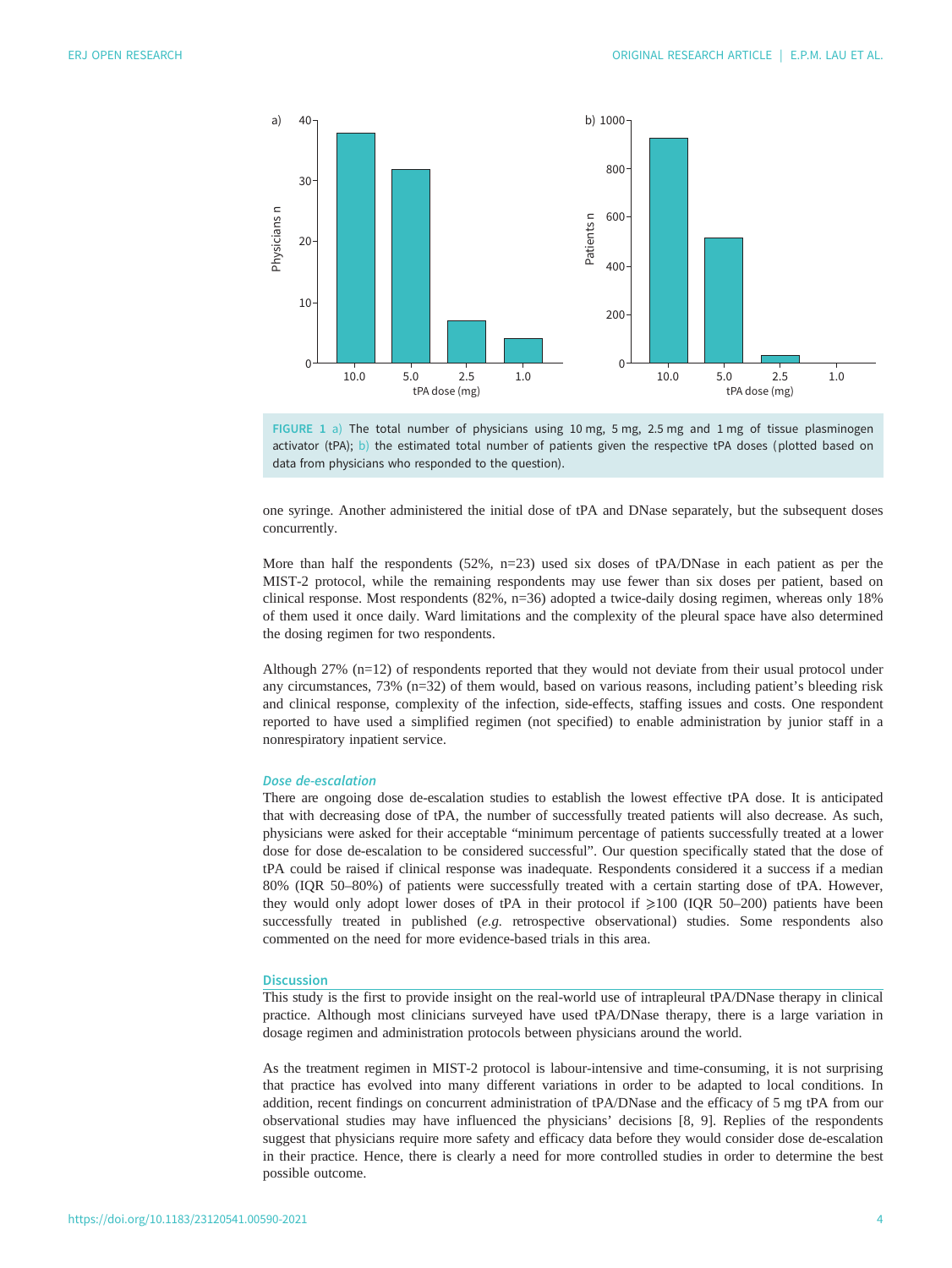FIGURE 1 a) The total number of physicians using 10 mg, 5 mg, 2.5 mg and 1 mg of tissue plasminogen activator (tPA); b) the estimated total number of patients given the respective tPA doses (plotted based on data from physicians who responded to the question).

one syringe. Another administered the initial dose of tPA and DNase separately, but the subsequent doses concurrently.

More than half the respondents (52%, n=23) used six doses of tPA/DNase in each patient as per the MIST-2 protocol, while the remaining respondents may use fewer than six doses per patient, based on clinical response. Most respondents (82%, n=36) adopted a twice-daily dosing regimen, whereas only 18% of them used it once daily. Ward limitations and the complexity of the pleural space have also determined the dosing regimen for two respondents.

Although 27% (n=12) of respondents reported that they would not deviate from their usual protocol under any circumstances, 73% (n=32) of them would, based on various reasons, including patient's bleeding risk and clinical response, complexity of the infection, side-effects, staffing issues and costs. One respondent reported to have used a simplified regimen (not specified) to enable administration by junior staff in a nonrespiratory inpatient service.

### *Dose de-escalation*

There are ongoing dose de-escalation studies to establish the lowest effective tPA dose. It is anticipated that with decreasing dose of tPA, the number of successfully treated patients will also decrease. As such, physicians were asked for their acceptable "minimum percentage of patients successfully treated at a lower dose for dose de-escalation to be considered successful". Our question specifically stated that the dose of tPA could be raised if clinical response was inadequate. Respondents considered it a success if a median 80% (IQR 50–80%) of patients were successfully treated with a certain starting dose of tPA. However, they would only adopt lower doses of tPA in their protocol if ⩾100 (IQR 50–200) patients have been successfully treated in published (*e.g.* retrospective observational) studies. Some respondents also commented on the need for more evidence-based trials in this area.

## Discussion

This study is the first to provide insight on the real-world use of intrapleural tPA/DNase therapy in clinical practice. Although most clinicians surveyed have used tPA/DNase therapy, there is a large variation in dosage regimen and administration protocols between physicians around the world.

As the treatment regimen in MIST-2 protocol is labour-intensive and time-consuming, it is not surprising that practice has evolved into many different variations in order to be adapted to local conditions. In addition, recent findings on concurrent administration of tPA/DNase and the efficacy of 5 mg tPA from our observational studies may have influenced the physicians' decisions [8, 9]. Replies of the respondents suggest that physicians require more safety and efficacy data before they would consider dose de-escalation in their practice. Hence, there is clearly a need for more controlled studies in order to determine the best possible outcome.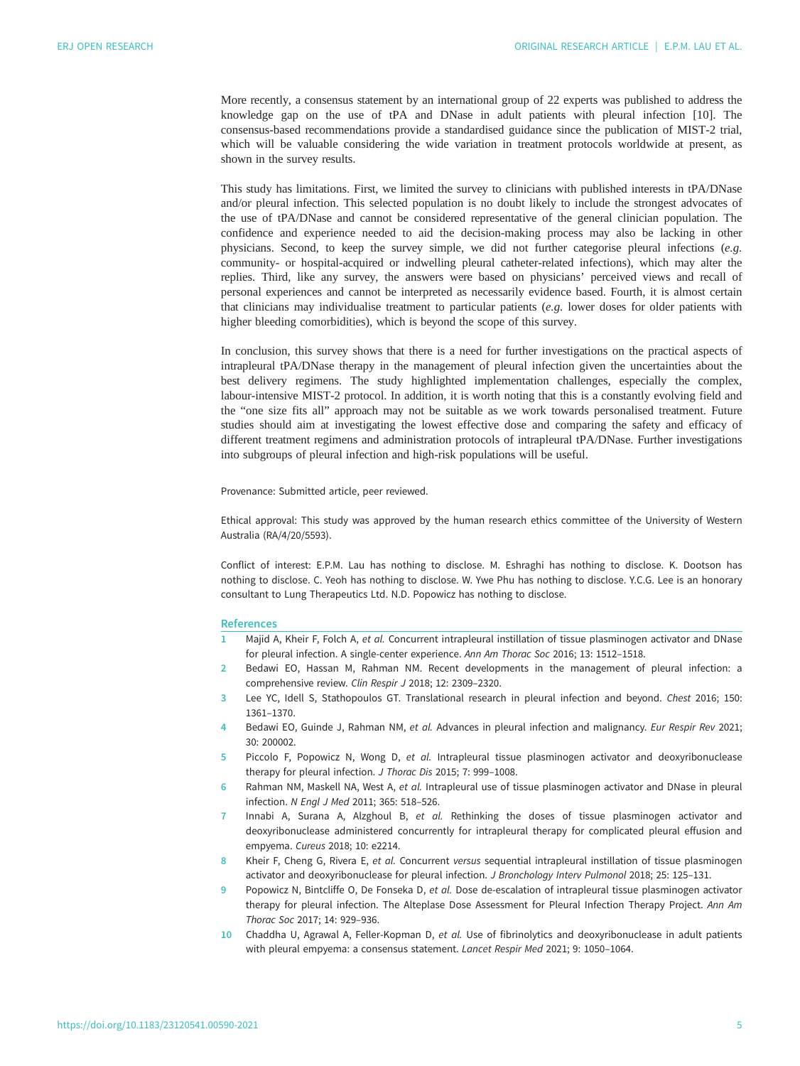More recently, a consensus statement by an international group of 22 experts was published to address the knowledge gap on the use of tPA and DNase in adult patients with pleural infection [10]. The consensus-based recommendations provide a standardised guidance since the publication of MIST-2 trial, which will be valuable considering the wide variation in treatment protocols worldwide at present, as shown in the survey results.

This study has limitations. First, we limited the survey to clinicians with published interests in tPA/DNase and/or pleural infection. This selected population is no doubt likely to include the strongest advocates of the use of tPA/DNase and cannot be considered representative of the general clinician population. The confidence and experience needed to aid the decision-making process may also be lacking in other physicians. Second, to keep the survey simple, we did not further categorise pleural infections (*e.g.* community- or hospital-acquired or indwelling pleural catheter-related infections), which may alter the replies. Third, like any survey, the answers were based on physicians' perceived views and recall of personal experiences and cannot be interpreted as necessarily evidence based. Fourth, it is almost certain that clinicians may individualise treatment to particular patients (*e.g.* lower doses for older patients with higher bleeding comorbidities), which is beyond the scope of this survey.

In conclusion, this survey shows that there is a need for further investigations on the practical aspects of intrapleural tPA/DNase therapy in the management of pleural infection given the uncertainties about the best delivery regimens. The study highlighted implementation challenges, especially the complex, labour-intensive MIST-2 protocol. In addition, it is worth noting that this is a constantly evolving field and the "one size fits all" approach may not be suitable as we work towards personalised treatment. Future studies should aim at investigating the lowest effective dose and comparing the safety and efficacy of different treatment regimens and administration protocols of intrapleural tPA/DNase. Further investigations into subgroups of pleural infection and high-risk populations will be useful.

Provenance: Submitted article, peer reviewed.

Ethical approval: This study was approved by the human research ethics committee of the University of Western Australia (RA/4/20/5593).

Conflict of interest: E.P.M. Lau has nothing to disclose. M. Eshraghi has nothing to disclose. K. Dootson has nothing to disclose. C. Yeoh has nothing to disclose. W. Ywe Phu has nothing to disclose. Y.C.G. Lee is an honorary consultant to Lung Therapeutics Ltd. N.D. Popowicz has nothing to disclose.

## References

1. Majid A, Kheir F, Folch A, *et al.* Concurrent intrapleural instillation of tissue plasminogen activator and DNase for pleural infection. A single-center experience. *Ann Am Thorac Soc* 2016; 13: 1512–1518.
2. Bedawi EO, Hassan M, Rahman NM. Recent developments in the management of pleural infection: a comprehensive review. *Clin Respir J* 2018; 12: 2309–2320.
3. Lee YC, Idell S, Stathopoulos GT. Translational research in pleural infection and beyond. *Chest* 2016; 150: 1361–1370.
4. Bedawi EO, Guinde J, Rahman NM, *et al.* Advances in pleural infection and malignancy. *Eur Respir Rev* 2021; 30: 200002.
5. Piccolo F, Popowicz N, Wong D, *et al.* Intrapleural tissue plasminogen activator and deoxyribonuclease therapy for pleural infection. *J Thorac Dis* 2015; 7: 999–1008.
6. Rahman NM, Maskell NA, West A, *et al.* Intrapleural use of tissue plasminogen activator and DNase in pleural infection. *N Engl J Med* 2011; 365: 518–526.
7. Innabi A, Surana A, Alzghoul B, *et al.* Rethinking the doses of tissue plasminogen activator and deoxyribonuclease administered concurrently for intrapleural therapy for complicated pleural effusion and empyema. *Cureus* 2018; 10: e2214.
8. Kheir F, Cheng G, Rivera E, *et al.* Concurrent *versus* sequential intrapleural instillation of tissue plasminogen activator and deoxyribonuclease for pleural infection. *J Bronchology Interv Pulmonol* 2018; 25: 125–131.
9. Popowicz N, Bintcliffe O, De Fonseka D, *et al.* Dose de-escalation of intrapleural tissue plasminogen activator therapy for pleural infection. The Alteplase Dose Assessment for Pleural Infection Therapy Project. *Ann Am Thorac Soc* 2017; 14: 929–936.
10. Chaddha U, Agrawal A, Feller-Kopman D, *et al.* Use of fibrinolytics and deoxyribonuclease in adult patients with pleural empyema: a consensus statement. *Lancet Respir Med* 2021; 9: 1050–1064.